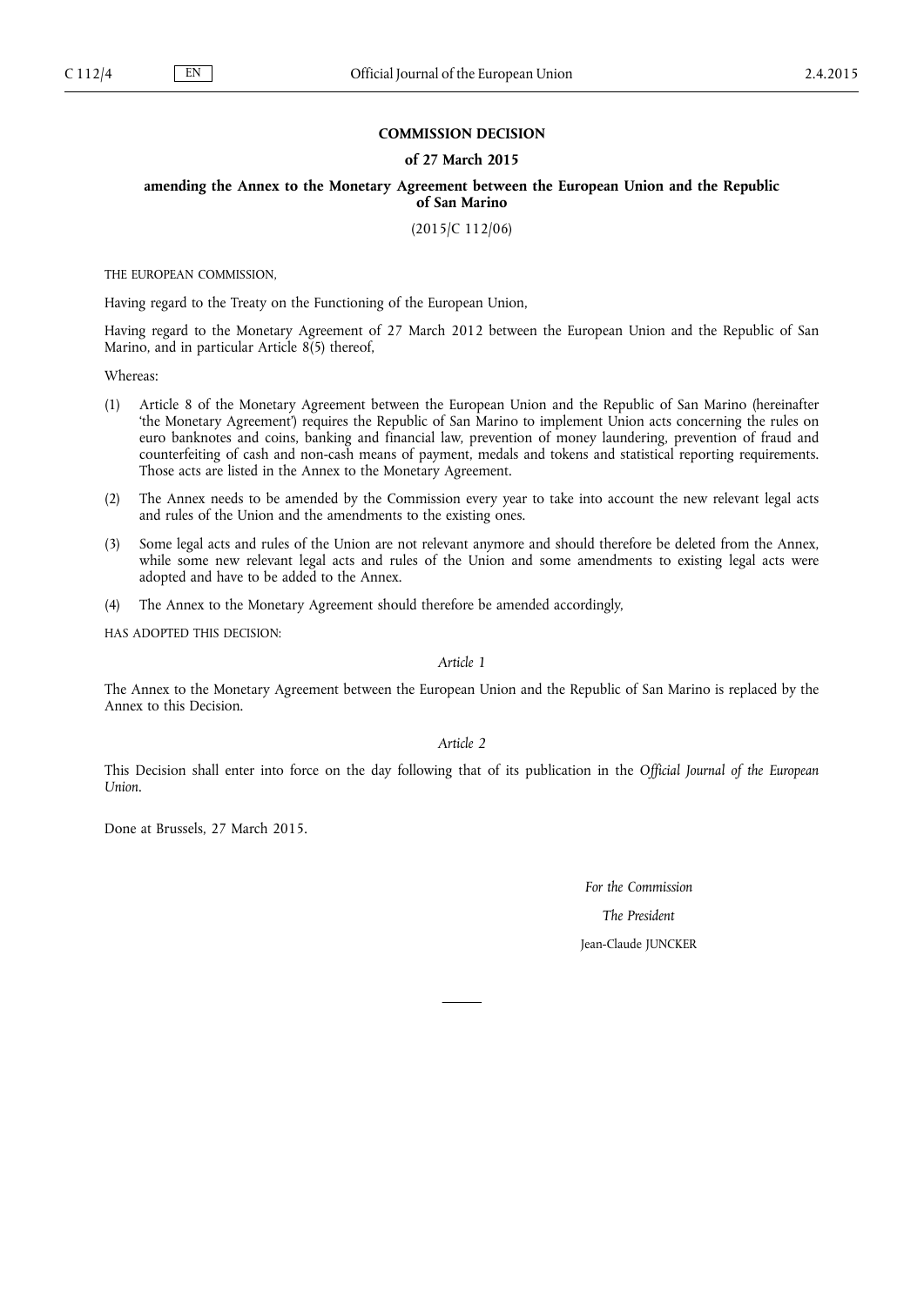# COMMISSION DECISION

## of 27 March 2015

## amending the Annex to the Monetary Agreement between the European Union and the Republic of San Marino

(2015/C 112/06)

THE EUROPEAN COMMISSION,

Having regard to the Treaty on the Functioning of the European Union,

Having regard to the Monetary Agreement of 27 March 2012 between the European Union and the Republic of San Marino, and in particular Article 8(5) thereof,

Whereas:

(1) Article 8 of the Monetary Agreement between the European Union and the Republic of San Marino (hereinafter 'the Monetary Agreement') requires the Republic of San Marino to implement Union acts concerning the rules on euro banknotes and coins, banking and financial law, prevention of money laundering, prevention of fraud and counterfeiting of cash and non-cash means of payment, medals and tokens and statistical reporting requirements. Those acts are listed in the Annex to the Monetary Agreement.

(2) The Annex needs to be amended by the Commission every year to take into account the new relevant legal acts and rules of the Union and the amendments to the existing ones.

(3) Some legal acts and rules of the Union are not relevant anymore and should therefore be deleted from the Annex, while some new relevant legal acts and rules of the Union and some amendments to existing legal acts were adopted and have to be added to the Annex.

(4) The Annex to the Monetary Agreement should therefore be amended accordingly,

HAS ADOPTED THIS DECISION:

*Article 1*

The Annex to the Monetary Agreement between the European Union and the Republic of San Marino is replaced by the Annex to this Decision.

*Article 2*

This Decision shall enter into force on the day following that of its publication in the *Official Journal of the European Union*.

Done at Brussels, 27 March 2015.

*For the Commission*

*The President*

Jean-Claude JUNCKER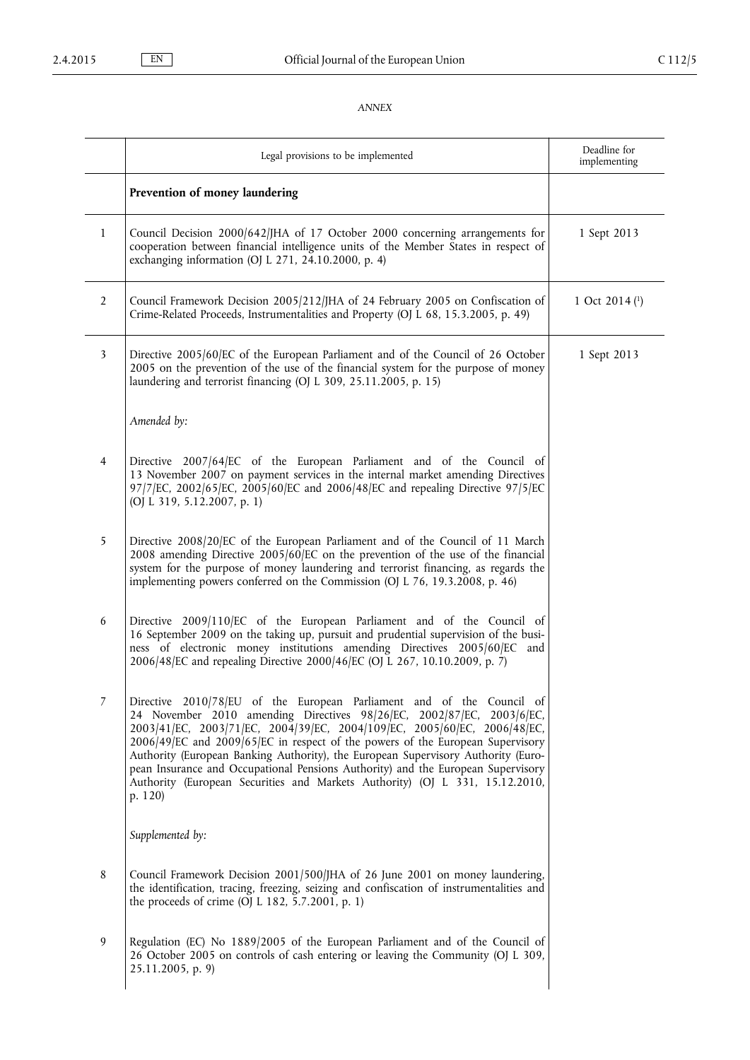*ANNEX*

| | Legal provisions to be implemented | Deadline for implementing |
|---|---|---|
| | **Prevention of money laundering** | |
| 1 | Council Decision 2000/642/JHA of 17 October 2000 concerning arrangements for cooperation between financial intelligence units of the Member States in respect of exchanging information (OJ L 271, 24.10.2000, p. 4) | 1 Sept 2013 |
| 2 | Council Framework Decision 2005/212/JHA of 24 February 2005 on Confiscation of Crime-Related Proceeds, Instrumentalities and Property (OJ L 68, 15.3.2005, p. 49) | 1 Oct 2014 [1] |
| 3 | Directive 2005/60/EC of the European Parliament and of the Council of 26 October 2005 on the prevention of the use of the financial system for the purpose of money laundering and terrorist financing (OJ L 309, 25.11.2005, p. 15) | 1 Sept 2013 |
| | *Amended by:* | |
| 4 | Directive 2007/64/EC of the European Parliament and of the Council of 13 November 2007 on payment services in the internal market amending Directives 97/7/EC, 2002/65/EC, 2005/60/EC and 2006/48/EC and repealing Directive 97/5/EC (OJ L 319, 5.12.2007, p. 1) | |
| 5 | Directive 2008/20/EC of the European Parliament and of the Council of 11 March 2008 amending Directive 2005/60/EC on the prevention of the use of the financial system for the purpose of money laundering and terrorist financing, as regards the implementing powers conferred on the Commission (OJ L 76, 19.3.2008, p. 46) | |
| 6 | Directive 2009/110/EC of the European Parliament and of the Council of 16 September 2009 on the taking up, pursuit and prudential supervision of the business of electronic money institutions amending Directives 2005/60/EC and 2006/48/EC and repealing Directive 2000/46/EC (OJ L 267, 10.10.2009, p. 7) | |
| 7 | Directive 2010/78/EU of the European Parliament and of the Council of 24 November 2010 amending Directives 98/26/EC, 2002/87/EC, 2003/6/EC, 2003/41/EC, 2003/71/EC, 2004/39/EC, 2004/109/EC, 2005/60/EC, 2006/48/EC, 2006/49/EC and 2009/65/EC in respect of the powers of the European Supervisory Authority (European Banking Authority), the European Supervisory Authority (European Insurance and Occupational Pensions Authority) and the European Supervisory Authority (European Securities and Markets Authority) (OJ L 331, 15.12.2010, p. 120) | |
| | *Supplemented by:* | |
| 8 | Council Framework Decision 2001/500/JHA of 26 June 2001 on money laundering, the identification, tracing, freezing, seizing and confiscation of instrumentalities and the proceeds of crime (OJ L 182, 5.7.2001, p. 1) | |
| 9 | Regulation (EC) No 1889/2005 of the European Parliament and of the Council of 26 October 2005 on controls of cash entering or leaving the Community (OJ L 309, 25.11.2005, p. 9) | |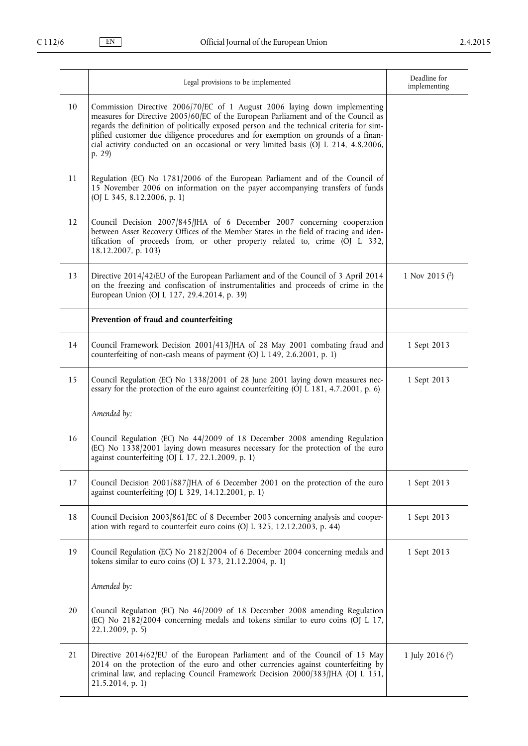| | Legal provisions to be implemented | Deadline for implementing |
|---|---|---|
| 10 | Commission Directive 2006/70/EC of 1 August 2006 laying down implementing measures for Directive 2005/60/EC of the European Parliament and of the Council as regards the definition of politically exposed person and the technical criteria for simplified customer due diligence procedures and for exemption on grounds of a financial activity conducted on an occasional or very limited basis (OJ L 214, 4.8.2006, p. 29) | |
| 11 | Regulation (EC) No 1781/2006 of the European Parliament and of the Council of 15 November 2006 on information on the payer accompanying transfers of funds (OJ L 345, 8.12.2006, p. 1) | |
| 12 | Council Decision 2007/845/JHA of 6 December 2007 concerning cooperation between Asset Recovery Offices of the Member States in the field of tracing and identification of proceeds from, or other property related to, crime (OJ L 332, 18.12.2007, p. 103) | |
| 13 | Directive 2014/42/EU of the European Parliament and of the Council of 3 April 2014 on the freezing and confiscation of instrumentalities and proceeds of crime in the European Union (OJ L 127, 29.4.2014, p. 39) | 1 Nov 2015 [2] |
| | **Prevention of fraud and counterfeiting** | |
| 14 | Council Framework Decision 2001/413/JHA of 28 May 2001 combating fraud and counterfeiting of non-cash means of payment (OJ L 149, 2.6.2001, p. 1) | 1 Sept 2013 |
| 15 | Council Regulation (EC) No 1338/2001 of 28 June 2001 laying down measures necessary for the protection of the euro against counterfeiting (OJ L 181, 4.7.2001, p. 6)<br><br>*Amended by:* | 1 Sept 2013 |
| 16 | Council Regulation (EC) No 44/2009 of 18 December 2008 amending Regulation (EC) No 1338/2001 laying down measures necessary for the protection of the euro against counterfeiting (OJ L 17, 22.1.2009, p. 1) | |
| 17 | Council Decision 2001/887/JHA of 6 December 2001 on the protection of the euro against counterfeiting (OJ L 329, 14.12.2001, p. 1) | 1 Sept 2013 |
| 18 | Council Decision 2003/861/EC of 8 December 2003 concerning analysis and cooperation with regard to counterfeit euro coins (OJ L 325, 12.12.2003, p. 44) | 1 Sept 2013 |
| 19 | Council Regulation (EC) No 2182/2004 of 6 December 2004 concerning medals and tokens similar to euro coins (OJ L 373, 21.12.2004, p. 1)<br><br>*Amended by:* | 1 Sept 2013 |
| 20 | Council Regulation (EC) No 46/2009 of 18 December 2008 amending Regulation (EC) No 2182/2004 concerning medals and tokens similar to euro coins (OJ L 17, 22.1.2009, p. 5) | |
| 21 | Directive 2014/62/EU of the European Parliament and of the Council of 15 May 2014 on the protection of the euro and other currencies against counterfeiting by criminal law, and replacing Council Framework Decision 2000/383/JHA (OJ L 151, 21.5.2014, p. 1) | 1 July 2016 [2] |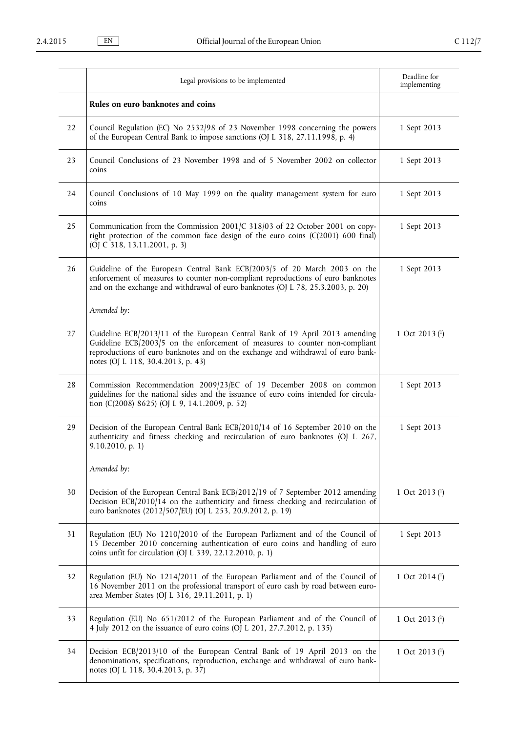| | Legal provisions to be implemented | Deadline for implementing |
|---|---|---|
| | **Rules on euro banknotes and coins** | |
| 22 | Council Regulation (EC) No 2532/98 of 23 November 1998 concerning the powers of the European Central Bank to impose sanctions (OJ L 318, 27.11.1998, p. 4) | 1 Sept 2013 |
| 23 | Council Conclusions of 23 November 1998 and of 5 November 2002 on collector coins | 1 Sept 2013 |
| 24 | Council Conclusions of 10 May 1999 on the quality management system for euro coins | 1 Sept 2013 |
| 25 | Communication from the Commission 2001/C 318/03 of 22 October 2001 on copyright protection of the common face design of the euro coins (C(2001) 600 final) (OJ C 318, 13.11.2001, p. 3) | 1 Sept 2013 |
| 26 | Guideline of the European Central Bank ECB/2003/5 of 20 March 2003 on the enforcement of measures to counter non-compliant reproductions of euro banknotes and on the exchange and withdrawal of euro banknotes (OJ L 78, 25.3.2003, p. 20) | 1 Sept 2013 |
| | *Amended by:* | |
| 27 | Guideline ECB/2013/11 of the European Central Bank of 19 April 2013 amending Guideline ECB/2003/5 on the enforcement of measures to counter non-compliant reproductions of euro banknotes and on the exchange and withdrawal of euro banknotes (OJ L 118, 30.4.2013, p. 43) | 1 Oct 2013 [1] |
| 28 | Commission Recommendation 2009/23/EC of 19 December 2008 on common guidelines for the national sides and the issuance of euro coins intended for circulation (C(2008) 8625) (OJ L 9, 14.1.2009, p. 52) | 1 Sept 2013 |
| 29 | Decision of the European Central Bank ECB/2010/14 of 16 September 2010 on the authenticity and fitness checking and recirculation of euro banknotes (OJ L 267, 9.10.2010, p. 1) | 1 Sept 2013 |
| | *Amended by:* | |
| 30 | Decision of the European Central Bank ECB/2012/19 of 7 September 2012 amending Decision ECB/2010/14 on the authenticity and fitness checking and recirculation of euro banknotes (2012/507/EU) (OJ L 253, 20.9.2012, p. 19) | 1 Oct 2013 [1] |
| 31 | Regulation (EU) No 1210/2010 of the European Parliament and of the Council of 15 December 2010 concerning authentication of euro coins and handling of euro coins unfit for circulation (OJ L 339, 22.12.2010, p. 1) | 1 Sept 2013 |
| 32 | Regulation (EU) No 1214/2011 of the European Parliament and of the Council of 16 November 2011 on the professional transport of euro cash by road between euro-area Member States (OJ L 316, 29.11.2011, p. 1) | 1 Oct 2014 [1] |
| 33 | Regulation (EU) No 651/2012 of the European Parliament and of the Council of 4 July 2012 on the issuance of euro coins (OJ L 201, 27.7.2012, p. 135) | 1 Oct 2013 [1] |
| 34 | Decision ECB/2013/10 of the European Central Bank of 19 April 2013 on the denominations, specifications, reproduction, exchange and withdrawal of euro banknotes (OJ L 118, 30.4.2013, p. 37) | 1 Oct 2013 [1] |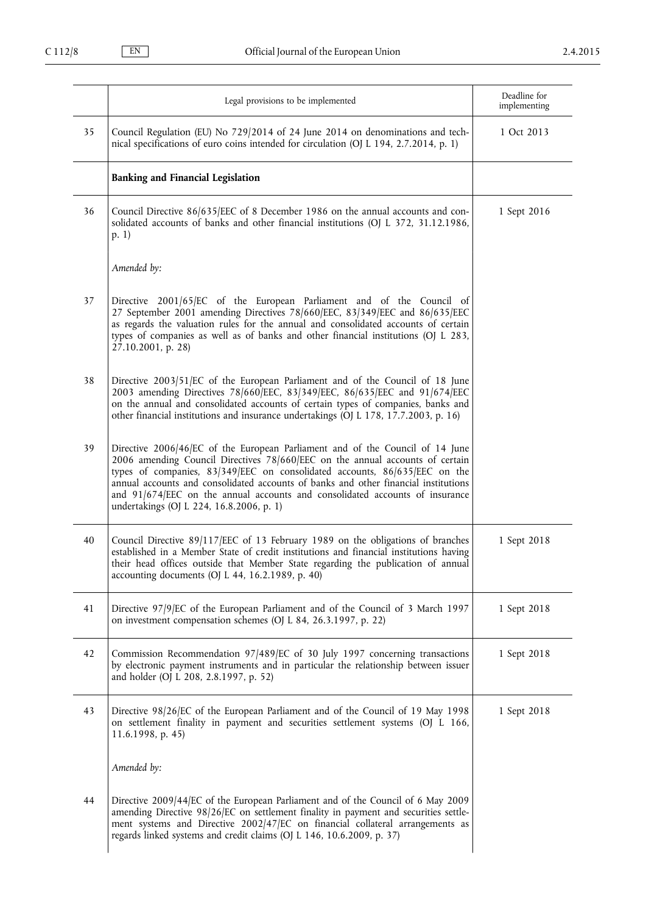|  | Legal provisions to be implemented | Deadline for implementing |
| --- | --- | --- |
| 35 | Council Regulation (EU) No 729/2014 of 24 June 2014 on denominations and technical specifications of euro coins intended for circulation (OJ L 194, 2.7.2014, p. 1) | 1 Oct 2013 |
|  | **Banking and Financial Legislation** |  |
| 36 | Council Directive 86/635/EEC of 8 December 1986 on the annual accounts and consolidated accounts of banks and other financial institutions (OJ L 372, 31.12.1986, p. 1) | 1 Sept 2016 |
|  | *Amended by:* |  |
| 37 | Directive 2001/65/EC of the European Parliament and of the Council of 27 September 2001 amending Directives 78/660/EEC, 83/349/EEC and 86/635/EEC as regards the valuation rules for the annual and consolidated accounts of certain types of companies as well as of banks and other financial institutions (OJ L 283, 27.10.2001, p. 28) |  |
| 38 | Directive 2003/51/EC of the European Parliament and of the Council of 18 June 2003 amending Directives 78/660/EEC, 83/349/EEC, 86/635/EEC and 91/674/EEC on the annual and consolidated accounts of certain types of companies, banks and other financial institutions and insurance undertakings (OJ L 178, 17.7.2003, p. 16) |  |
| 39 | Directive 2006/46/EC of the European Parliament and of the Council of 14 June 2006 amending Council Directives 78/660/EEC on the annual accounts of certain types of companies, 83/349/EEC on consolidated accounts, 86/635/EEC on the annual accounts and consolidated accounts of banks and other financial institutions and 91/674/EEC on the annual accounts and consolidated accounts of insurance undertakings (OJ L 224, 16.8.2006, p. 1) |  |
| 40 | Council Directive 89/117/EEC of 13 February 1989 on the obligations of branches established in a Member State of credit institutions and financial institutions having their head offices outside that Member State regarding the publication of annual accounting documents (OJ L 44, 16.2.1989, p. 40) | 1 Sept 2018 |
| 41 | Directive 97/9/EC of the European Parliament and of the Council of 3 March 1997 on investment compensation schemes (OJ L 84, 26.3.1997, p. 22) | 1 Sept 2018 |
| 42 | Commission Recommendation 97/489/EC of 30 July 1997 concerning transactions by electronic payment instruments and in particular the relationship between issuer and holder (OJ L 208, 2.8.1997, p. 52) | 1 Sept 2018 |
| 43 | Directive 98/26/EC of the European Parliament and of the Council of 19 May 1998 on settlement finality in payment and securities settlement systems (OJ L 166, 11.6.1998, p. 45) | 1 Sept 2018 |
|  | *Amended by:* |  |
| 44 | Directive 2009/44/EC of the European Parliament and of the Council of 6 May 2009 amending Directive 98/26/EC on settlement finality in payment and securities settlement systems and Directive 2002/47/EC on financial collateral arrangements as regards linked systems and credit claims (OJ L 146, 10.6.2009, p. 37) |  |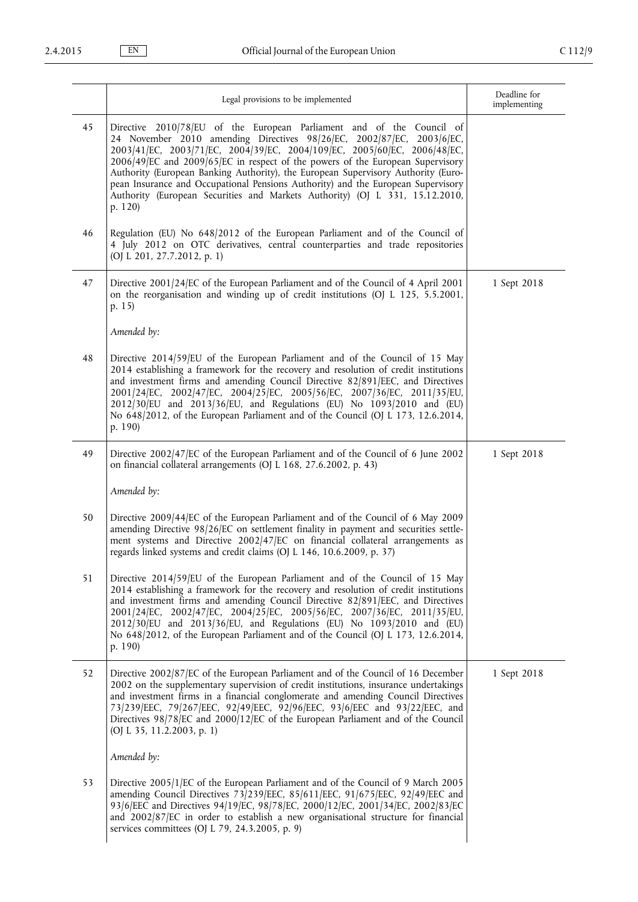| | Legal provisions to be implemented | Deadline for implementing |
|---|---|---|
| 45 | Directive 2010/78/EU of the European Parliament and of the Council of 24 November 2010 amending Directives 98/26/EC, 2002/87/EC, 2003/6/EC, 2003/41/EC, 2003/71/EC, 2004/39/EC, 2004/109/EC, 2005/60/EC, 2006/48/EC, 2006/49/EC and 2009/65/EC in respect of the powers of the European Supervisory Authority (European Banking Authority), the European Supervisory Authority (European Insurance and Occupational Pensions Authority) and the European Supervisory Authority (European Securities and Markets Authority) (OJ L 331, 15.12.2010, p. 120) | |
| 46 | Regulation (EU) No 648/2012 of the European Parliament and of the Council of 4 July 2012 on OTC derivatives, central counterparties and trade repositories (OJ L 201, 27.7.2012, p. 1) | |
| 47 | Directive 2001/24/EC of the European Parliament and of the Council of 4 April 2001 on the reorganisation and winding up of credit institutions (OJ L 125, 5.5.2001, p. 15)<br><br>*Amended by:* | 1 Sept 2018 |
| 48 | Directive 2014/59/EU of the European Parliament and of the Council of 15 May 2014 establishing a framework for the recovery and resolution of credit institutions and investment firms and amending Council Directive 82/891/EEC, and Directives 2001/24/EC, 2002/47/EC, 2004/25/EC, 2005/56/EC, 2007/36/EC, 2011/35/EU, 2012/30/EU and 2013/36/EU, and Regulations (EU) No 1093/2010 and (EU) No 648/2012, of the European Parliament and of the Council (OJ L 173, 12.6.2014, p. 190) | |
| 49 | Directive 2002/47/EC of the European Parliament and of the Council of 6 June 2002 on financial collateral arrangements (OJ L 168, 27.6.2002, p. 43)<br><br>*Amended by:* | 1 Sept 2018 |
| 50 | Directive 2009/44/EC of the European Parliament and of the Council of 6 May 2009 amending Directive 98/26/EC on settlement finality in payment and securities settlement systems and Directive 2002/47/EC on financial collateral arrangements as regards linked systems and credit claims (OJ L 146, 10.6.2009, p. 37) | |
| 51 | Directive 2014/59/EU of the European Parliament and of the Council of 15 May 2014 establishing a framework for the recovery and resolution of credit institutions and investment firms and amending Council Directive 82/891/EEC, and Directives 2001/24/EC, 2002/47/EC, 2004/25/EC, 2005/56/EC, 2007/36/EC, 2011/35/EU, 2012/30/EU and 2013/36/EU, and Regulations (EU) No 1093/2010 and (EU) No 648/2012, of the European Parliament and of the Council (OJ L 173, 12.6.2014, p. 190) | |
| 52 | Directive 2002/87/EC of the European Parliament and of the Council of 16 December 2002 on the supplementary supervision of credit institutions, insurance undertakings and investment firms in a financial conglomerate and amending Council Directives 73/239/EEC, 79/267/EEC, 92/49/EEC, 92/96/EEC, 93/6/EEC and 93/22/EEC, and Directives 98/78/EC and 2000/12/EC of the European Parliament and of the Council (OJ L 35, 11.2.2003, p. 1)<br><br>*Amended by:* | 1 Sept 2018 |
| 53 | Directive 2005/1/EC of the European Parliament and of the Council of 9 March 2005 amending Council Directives 73/239/EEC, 85/611/EEC, 91/675/EEC, 92/49/EEC and 93/6/EEC and Directives 94/19/EC, 98/78/EC, 2000/12/EC, 2001/34/EC, 2002/83/EC and 2002/87/EC in order to establish a new organisational structure for financial services committees (OJ L 79, 24.3.2005, p. 9) | |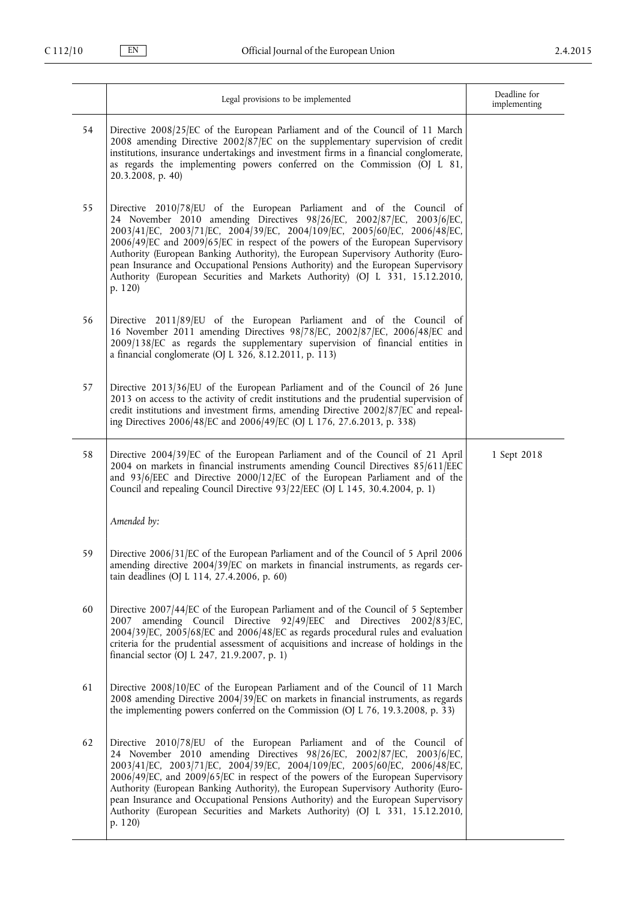| | Legal provisions to be implemented | Deadline for implementing |
|---|---|---|
| 54 | Directive 2008/25/EC of the European Parliament and of the Council of 11 March 2008 amending Directive 2002/87/EC on the supplementary supervision of credit institutions, insurance undertakings and investment firms in a financial conglomerate, as regards the implementing powers conferred on the Commission (OJ L 81, 20.3.2008, p. 40) | |
| 55 | Directive 2010/78/EU of the European Parliament and of the Council of 24 November 2010 amending Directives 98/26/EC, 2002/87/EC, 2003/6/EC, 2003/41/EC, 2003/71/EC, 2004/39/EC, 2004/109/EC, 2005/60/EC, 2006/48/EC, 2006/49/EC and 2009/65/EC in respect of the powers of the European Supervisory Authority (European Banking Authority), the European Supervisory Authority (European Insurance and Occupational Pensions Authority) and the European Supervisory Authority (European Securities and Markets Authority) (OJ L 331, 15.12.2010, p. 120) | |
| 56 | Directive 2011/89/EU of the European Parliament and of the Council of 16 November 2011 amending Directives 98/78/EC, 2002/87/EC, 2006/48/EC and 2009/138/EC as regards the supplementary supervision of financial entities in a financial conglomerate (OJ L 326, 8.12.2011, p. 113) | |
| 57 | Directive 2013/36/EU of the European Parliament and of the Council of 26 June 2013 on access to the activity of credit institutions and the prudential supervision of credit institutions and investment firms, amending Directive 2002/87/EC and repealing Directives 2006/48/EC and 2006/49/EC (OJ L 176, 27.6.2013, p. 338) | |
| 58 | Directive 2004/39/EC of the European Parliament and of the Council of 21 April 2004 on markets in financial instruments amending Council Directives 85/611/EEC and 93/6/EEC and Directive 2000/12/EC of the European Parliament and of the Council and repealing Council Directive 93/22/EEC (OJ L 145, 30.4.2004, p. 1)<br><br>*Amended by:* | 1 Sept 2018 |
| 59 | Directive 2006/31/EC of the European Parliament and of the Council of 5 April 2006 amending directive 2004/39/EC on markets in financial instruments, as regards certain deadlines (OJ L 114, 27.4.2006, p. 60) | |
| 60 | Directive 2007/44/EC of the European Parliament and of the Council of 5 September 2007 amending Council Directive 92/49/EEC and Directives 2002/83/EC, 2004/39/EC, 2005/68/EC and 2006/48/EC as regards procedural rules and evaluation criteria for the prudential assessment of acquisitions and increase of holdings in the financial sector (OJ L 247, 21.9.2007, p. 1) | |
| 61 | Directive 2008/10/EC of the European Parliament and of the Council of 11 March 2008 amending Directive 2004/39/EC on markets in financial instruments, as regards the implementing powers conferred on the Commission (OJ L 76, 19.3.2008, p. 33) | |
| 62 | Directive 2010/78/EU of the European Parliament and of the Council of 24 November 2010 amending Directives 98/26/EC, 2002/87/EC, 2003/6/EC, 2003/41/EC, 2003/71/EC, 2004/39/EC, 2004/109/EC, 2005/60/EC, 2006/48/EC, 2006/49/EC, and 2009/65/EC in respect of the powers of the European Supervisory Authority (European Banking Authority), the European Supervisory Authority (European Insurance and Occupational Pensions Authority) and the European Supervisory Authority (European Securities and Markets Authority) (OJ L 331, 15.12.2010, p. 120) | |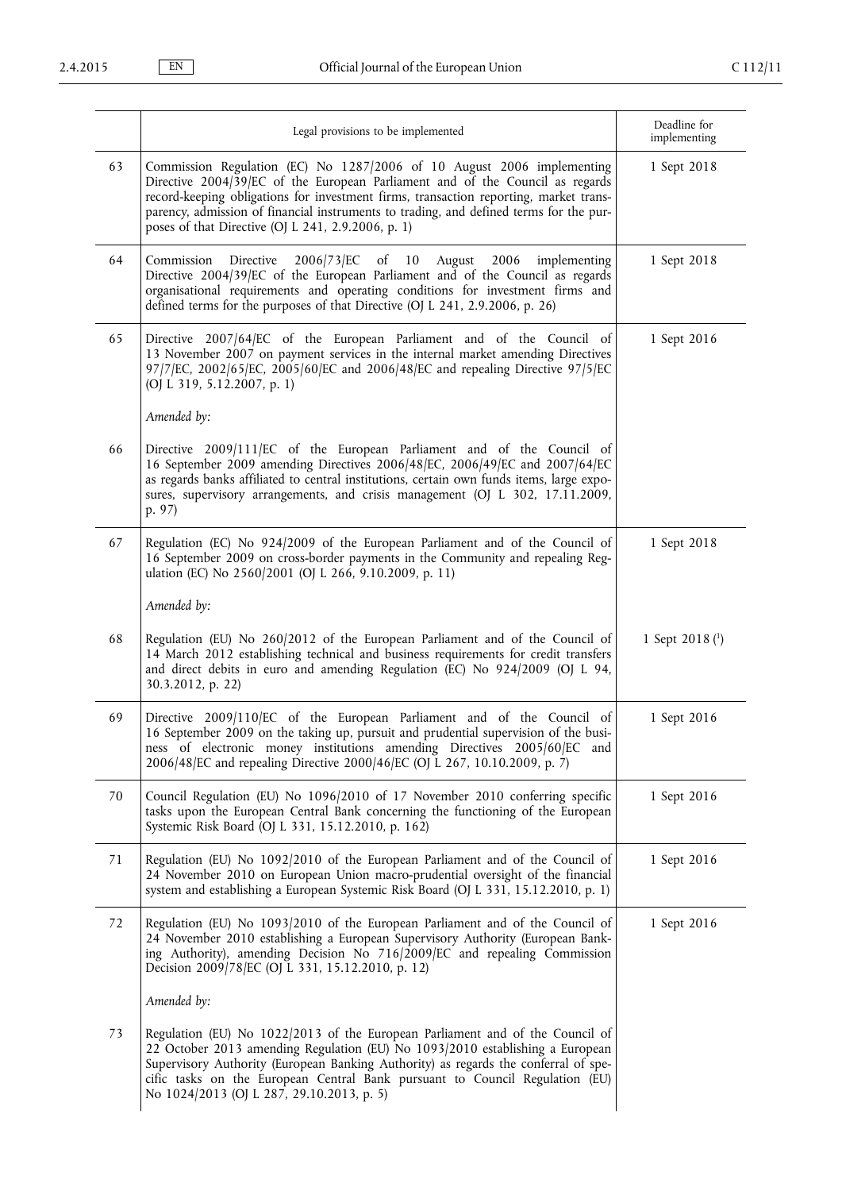| | Legal provisions to be implemented | Deadline for implementing |
|---|---|---|
| 63 | Commission Regulation (EC) No 1287/2006 of 10 August 2006 implementing Directive 2004/39/EC of the European Parliament and of the Council as regards record-keeping obligations for investment firms, transaction reporting, market transparency, admission of financial instruments to trading, and defined terms for the purposes of that Directive (OJ L 241, 2.9.2006, p. 1) | 1 Sept 2018 |
| 64 | Commission Directive 2006/73/EC of 10 August 2006 implementing Directive 2004/39/EC of the European Parliament and of the Council as regards organisational requirements and operating conditions for investment firms and defined terms for the purposes of that Directive (OJ L 241, 2.9.2006, p. 26) | 1 Sept 2018 |
| 65 | Directive 2007/64/EC of the European Parliament and of the Council of 13 November 2007 on payment services in the internal market amending Directives 97/7/EC, 2002/65/EC, 2005/60/EC and 2006/48/EC and repealing Directive 97/5/EC (OJ L 319, 5.12.2007, p. 1) | 1 Sept 2016 |
| | *Amended by:* | |
| 66 | Directive 2009/111/EC of the European Parliament and of the Council of 16 September 2009 amending Directives 2006/48/EC, 2006/49/EC and 2007/64/EC as regards banks affiliated to central institutions, certain own funds items, large exposures, supervisory arrangements, and crisis management (OJ L 302, 17.11.2009, p. 97) | |
| 67 | Regulation (EC) No 924/2009 of the European Parliament and of the Council of 16 September 2009 on cross-border payments in the Community and repealing Regulation (EC) No 2560/2001 (OJ L 266, 9.10.2009, p. 11) | 1 Sept 2018 |
| | *Amended by:* | |
| 68 | Regulation (EU) No 260/2012 of the European Parliament and of the Council of 14 March 2012 establishing technical and business requirements for credit transfers and direct debits in euro and amending Regulation (EC) No 924/2009 (OJ L 94, 30.3.2012, p. 22) | 1 Sept 2018 [1] |
| 69 | Directive 2009/110/EC of the European Parliament and of the Council of 16 September 2009 on the taking up, pursuit and prudential supervision of the business of electronic money institutions amending Directives 2005/60/EC and 2006/48/EC and repealing Directive 2000/46/EC (OJ L 267, 10.10.2009, p. 7) | 1 Sept 2016 |
| 70 | Council Regulation (EU) No 1096/2010 of 17 November 2010 conferring specific tasks upon the European Central Bank concerning the functioning of the European Systemic Risk Board (OJ L 331, 15.12.2010, p. 162) | 1 Sept 2016 |
| 71 | Regulation (EU) No 1092/2010 of the European Parliament and of the Council of 24 November 2010 on European Union macro-prudential oversight of the financial system and establishing a European Systemic Risk Board (OJ L 331, 15.12.2010, p. 1) | 1 Sept 2016 |
| 72 | Regulation (EU) No 1093/2010 of the European Parliament and of the Council of 24 November 2010 establishing a European Supervisory Authority (European Banking Authority), amending Decision No 716/2009/EC and repealing Commission Decision 2009/78/EC (OJ L 331, 15.12.2010, p. 12) | 1 Sept 2016 |
| | *Amended by:* | |
| 73 | Regulation (EU) No 1022/2013 of the European Parliament and of the Council of 22 October 2013 amending Regulation (EU) No 1093/2010 establishing a European Supervisory Authority (European Banking Authority) as regards the conferral of specific tasks on the European Central Bank pursuant to Council Regulation (EU) No 1024/2013 (OJ L 287, 29.10.2013, p. 5) | |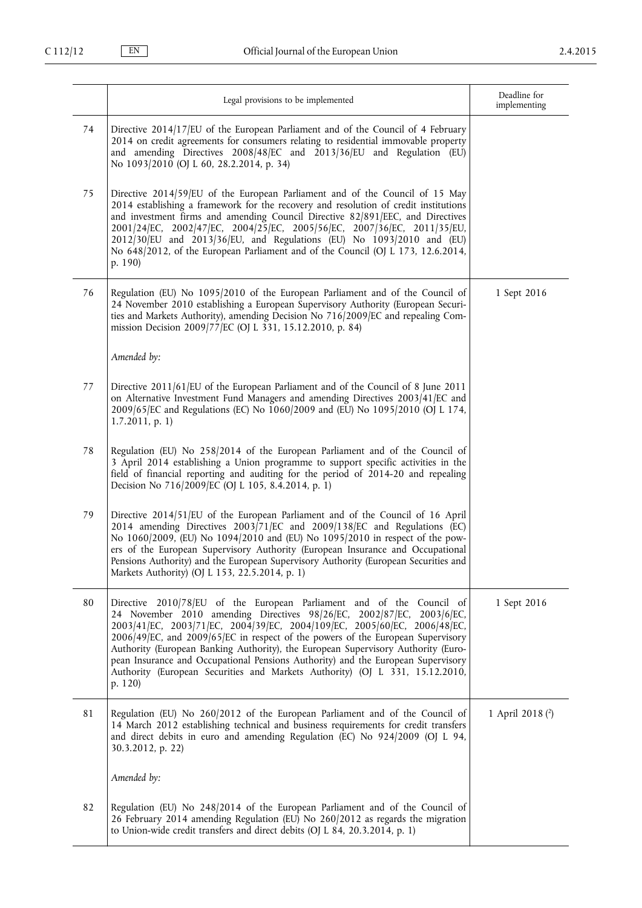|  | Legal provisions to be implemented | Deadline for implementing |
| --- | --- | --- |
| 74 | Directive 2014/17/EU of the European Parliament and of the Council of 4 February 2014 on credit agreements for consumers relating to residential immovable property and amending Directives 2008/48/EC and 2013/36/EU and Regulation (EU) No 1093/2010 (OJ L 60, 28.2.2014, p. 34) |  |
| 75 | Directive 2014/59/EU of the European Parliament and of the Council of 15 May 2014 establishing a framework for the recovery and resolution of credit institutions and investment firms and amending Council Directive 82/891/EEC, and Directives 2001/24/EC, 2002/47/EC, 2004/25/EC, 2005/56/EC, 2007/36/EC, 2011/35/EU, 2012/30/EU and 2013/36/EU, and Regulations (EU) No 1093/2010 and (EU) No 648/2012, of the European Parliament and of the Council (OJ L 173, 12.6.2014, p. 190) |  |
| 76 | Regulation (EU) No 1095/2010 of the European Parliament and of the Council of 24 November 2010 establishing a European Supervisory Authority (European Securities and Markets Authority), amending Decision No 716/2009/EC and repealing Commission Decision 2009/77/EC (OJ L 331, 15.12.2010, p. 84)<br><br>*Amended by:* | 1 Sept 2016 |
| 77 | Directive 2011/61/EU of the European Parliament and of the Council of 8 June 2011 on Alternative Investment Fund Managers and amending Directives 2003/41/EC and 2009/65/EC and Regulations (EC) No 1060/2009 and (EU) No 1095/2010 (OJ L 174, 1.7.2011, p. 1) |  |
| 78 | Regulation (EU) No 258/2014 of the European Parliament and of the Council of 3 April 2014 establishing a Union programme to support specific activities in the field of financial reporting and auditing for the period of 2014-20 and repealing Decision No 716/2009/EC (OJ L 105, 8.4.2014, p. 1) |  |
| 79 | Directive 2014/51/EU of the European Parliament and of the Council of 16 April 2014 amending Directives 2003/71/EC and 2009/138/EC and Regulations (EC) No 1060/2009, (EU) No 1094/2010 and (EU) No 1095/2010 in respect of the powers of the European Supervisory Authority (European Insurance and Occupational Pensions Authority) and the European Supervisory Authority (European Securities and Markets Authority) (OJ L 153, 22.5.2014, p. 1) |  |
| 80 | Directive 2010/78/EU of the European Parliament and of the Council of 24 November 2010 amending Directives 98/26/EC, 2002/87/EC, 2003/6/EC, 2003/41/EC, 2003/71/EC, 2004/39/EC, 2004/109/EC, 2005/60/EC, 2006/48/EC, 2006/49/EC, and 2009/65/EC in respect of the powers of the European Supervisory Authority (European Banking Authority), the European Supervisory Authority (European Insurance and Occupational Pensions Authority) and the European Supervisory Authority (European Securities and Markets Authority) (OJ L 331, 15.12.2010, p. 120) | 1 Sept 2016 |
| 81 | Regulation (EU) No 260/2012 of the European Parliament and of the Council of 14 March 2012 establishing technical and business requirements for credit transfers and direct debits in euro and amending Regulation (EC) No 924/2009 (OJ L 94, 30.3.2012, p. 22)<br><br>*Amended by:* | 1 April 2018 [2] |
| 82 | Regulation (EU) No 248/2014 of the European Parliament and of the Council of 26 February 2014 amending Regulation (EU) No 260/2012 as regards the migration to Union-wide credit transfers and direct debits (OJ L 84, 20.3.2014, p. 1) |  |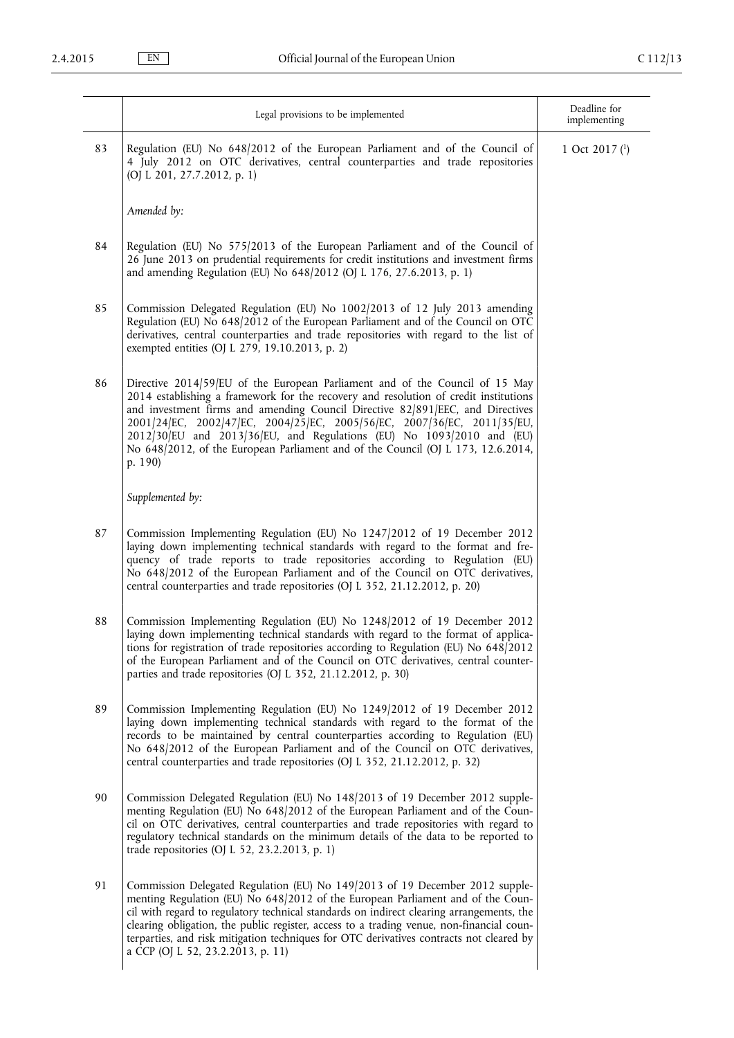|  | Legal provisions to be implemented | Deadline for implementing |
|---|---|---|
| 83 | Regulation (EU) No 648/2012 of the European Parliament and of the Council of 4 July 2012 on OTC derivatives, central counterparties and trade repositories (OJ L 201, 27.7.2012, p. 1) | 1 Oct 2017 [1] |
|  | *Amended by:* |  |
| 84 | Regulation (EU) No 575/2013 of the European Parliament and of the Council of 26 June 2013 on prudential requirements for credit institutions and investment firms and amending Regulation (EU) No 648/2012 (OJ L 176, 27.6.2013, p. 1) |  |
| 85 | Commission Delegated Regulation (EU) No 1002/2013 of 12 July 2013 amending Regulation (EU) No 648/2012 of the European Parliament and of the Council on OTC derivatives, central counterparties and trade repositories with regard to the list of exempted entities (OJ L 279, 19.10.2013, p. 2) |  |
| 86 | Directive 2014/59/EU of the European Parliament and of the Council of 15 May 2014 establishing a framework for the recovery and resolution of credit institutions and investment firms and amending Council Directive 82/891/EEC, and Directives 2001/24/EC, 2002/47/EC, 2004/25/EC, 2005/56/EC, 2007/36/EC, 2011/35/EU, 2012/30/EU and 2013/36/EU, and Regulations (EU) No 1093/2010 and (EU) No 648/2012, of the European Parliament and of the Council (OJ L 173, 12.6.2014, p. 190) |  |
|  | *Supplemented by:* |  |
| 87 | Commission Implementing Regulation (EU) No 1247/2012 of 19 December 2012 laying down implementing technical standards with regard to the format and frequency of trade reports to trade repositories according to Regulation (EU) No 648/2012 of the European Parliament and of the Council on OTC derivatives, central counterparties and trade repositories (OJ L 352, 21.12.2012, p. 20) |  |
| 88 | Commission Implementing Regulation (EU) No 1248/2012 of 19 December 2012 laying down implementing technical standards with regard to the format of applications for registration of trade repositories according to Regulation (EU) No 648/2012 of the European Parliament and of the Council on OTC derivatives, central counterparties and trade repositories (OJ L 352, 21.12.2012, p. 30) |  |
| 89 | Commission Implementing Regulation (EU) No 1249/2012 of 19 December 2012 laying down implementing technical standards with regard to the format of the records to be maintained by central counterparties according to Regulation (EU) No 648/2012 of the European Parliament and of the Council on OTC derivatives, central counterparties and trade repositories (OJ L 352, 21.12.2012, p. 32) |  |
| 90 | Commission Delegated Regulation (EU) No 148/2013 of 19 December 2012 supplementing Regulation (EU) No 648/2012 of the European Parliament and of the Council on OTC derivatives, central counterparties and trade repositories with regard to regulatory technical standards on the minimum details of the data to be reported to trade repositories (OJ L 52, 23.2.2013, p. 1) |  |
| 91 | Commission Delegated Regulation (EU) No 149/2013 of 19 December 2012 supplementing Regulation (EU) No 648/2012 of the European Parliament and of the Council with regard to regulatory technical standards on indirect clearing arrangements, the clearing obligation, the public register, access to a trading venue, non-financial counterparties, and risk mitigation techniques for OTC derivatives contracts not cleared by a CCP (OJ L 52, 23.2.2013, p. 11) |  |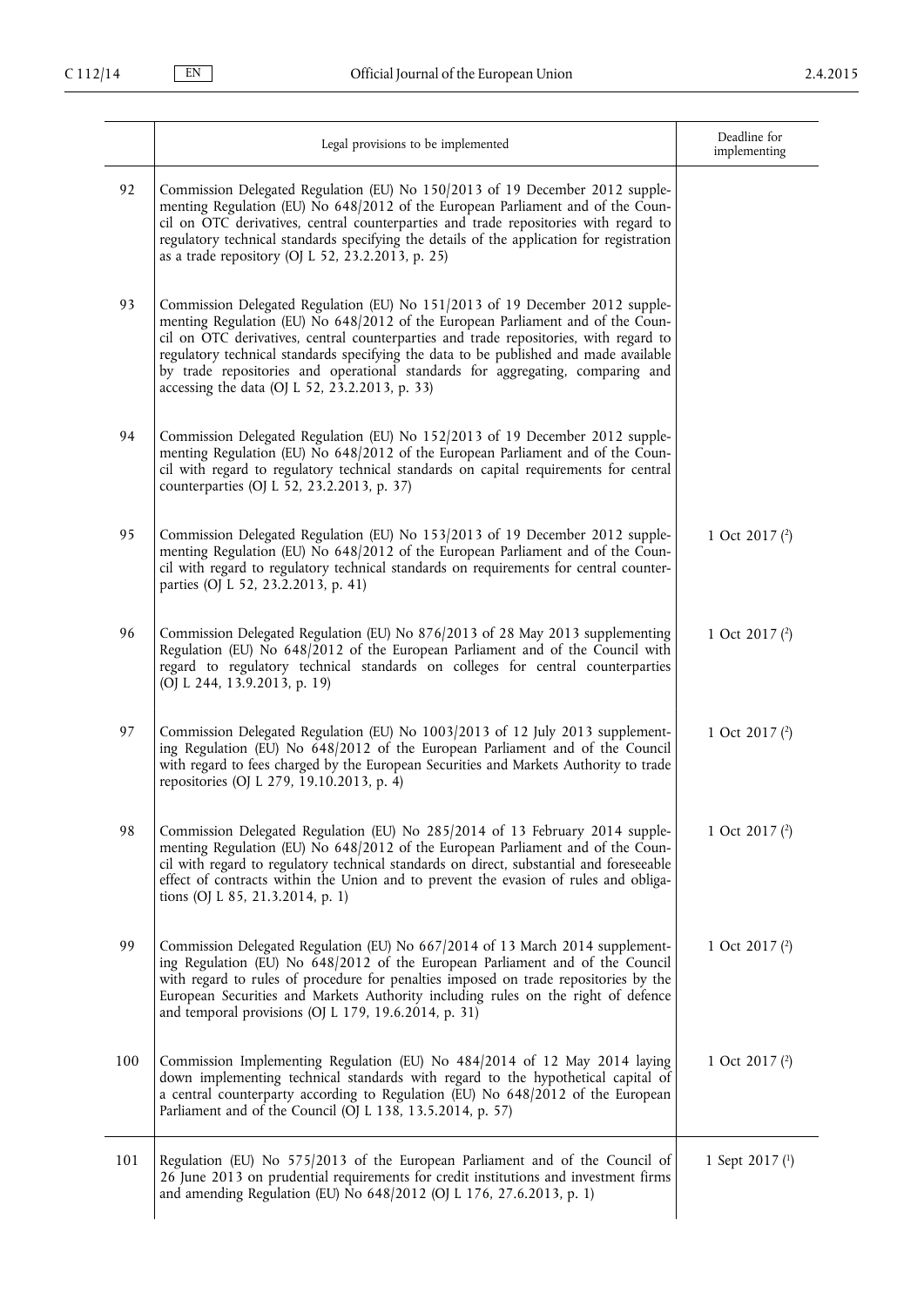| | Legal provisions to be implemented | Deadline for implementing |
|---|---|---|
| 92 | Commission Delegated Regulation (EU) No 150/2013 of 19 December 2012 supplementing Regulation (EU) No 648/2012 of the European Parliament and of the Council on OTC derivatives, central counterparties and trade repositories with regard to regulatory technical standards specifying the details of the application for registration as a trade repository (OJ L 52, 23.2.2013, p. 25) | |
| 93 | Commission Delegated Regulation (EU) No 151/2013 of 19 December 2012 supplementing Regulation (EU) No 648/2012 of the European Parliament and of the Council on OTC derivatives, central counterparties and trade repositories, with regard to regulatory technical standards specifying the data to be published and made available by trade repositories and operational standards for aggregating, comparing and accessing the data (OJ L 52, 23.2.2013, p. 33) | |
| 94 | Commission Delegated Regulation (EU) No 152/2013 of 19 December 2012 supplementing Regulation (EU) No 648/2012 of the European Parliament and of the Council with regard to regulatory technical standards on capital requirements for central counterparties (OJ L 52, 23.2.2013, p. 37) | |
| 95 | Commission Delegated Regulation (EU) No 153/2013 of 19 December 2012 supplementing Regulation (EU) No 648/2012 of the European Parliament and of the Council with regard to regulatory technical standards on requirements for central counterparties (OJ L 52, 23.2.2013, p. 41) | 1 Oct 2017 [2] |
| 96 | Commission Delegated Regulation (EU) No 876/2013 of 28 May 2013 supplementing Regulation (EU) No 648/2012 of the European Parliament and of the Council with regard to regulatory technical standards on colleges for central counterparties (OJ L 244, 13.9.2013, p. 19) | 1 Oct 2017 [2] |
| 97 | Commission Delegated Regulation (EU) No 1003/2013 of 12 July 2013 supplementing Regulation (EU) No 648/2012 of the European Parliament and of the Council with regard to fees charged by the European Securities and Markets Authority to trade repositories (OJ L 279, 19.10.2013, p. 4) | 1 Oct 2017 [2] |
| 98 | Commission Delegated Regulation (EU) No 285/2014 of 13 February 2014 supplementing Regulation (EU) No 648/2012 of the European Parliament and of the Council with regard to regulatory technical standards on direct, substantial and foreseeable effect of contracts within the Union and to prevent the evasion of rules and obligations (OJ L 85, 21.3.2014, p. 1) | 1 Oct 2017 [2] |
| 99 | Commission Delegated Regulation (EU) No 667/2014 of 13 March 2014 supplementing Regulation (EU) No 648/2012 of the European Parliament and of the Council with regard to rules of procedure for penalties imposed on trade repositories by the European Securities and Markets Authority including rules on the right of defence and temporal provisions (OJ L 179, 19.6.2014, p. 31) | 1 Oct 2017 [2] |
| 100 | Commission Implementing Regulation (EU) No 484/2014 of 12 May 2014 laying down implementing technical standards with regard to the hypothetical capital of a central counterparty according to Regulation (EU) No 648/2012 of the European Parliament and of the Council (OJ L 138, 13.5.2014, p. 57) | 1 Oct 2017 [2] |
| 101 | Regulation (EU) No 575/2013 of the European Parliament and of the Council of 26 June 2013 on prudential requirements for credit institutions and investment firms and amending Regulation (EU) No 648/2012 (OJ L 176, 27.6.2013, p. 1) | 1 Sept 2017 [1] |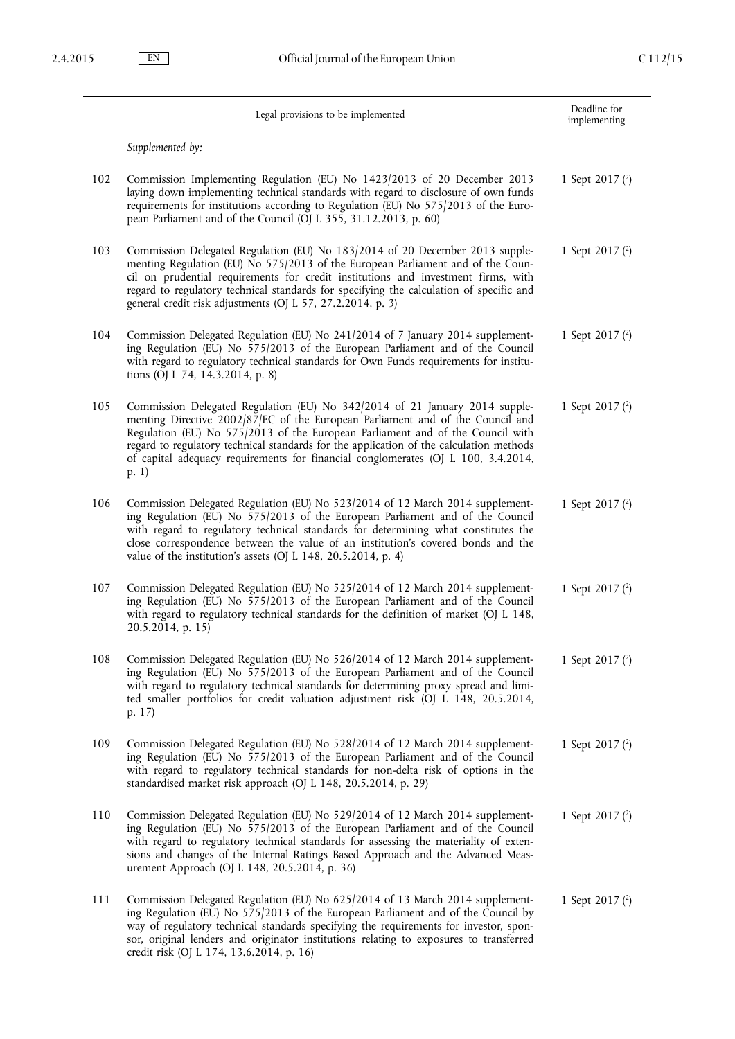| | Legal provisions to be implemented | Deadline for implementing |
|---|---|---|
| | *Supplemented by:* | |
| 102 | Commission Implementing Regulation (EU) No 1423/2013 of 20 December 2013 laying down implementing technical standards with regard to disclosure of own funds requirements for institutions according to Regulation (EU) No 575/2013 of the European Parliament and of the Council (OJ L 355, 31.12.2013, p. 60) | 1 Sept 2017 [2] |
| 103 | Commission Delegated Regulation (EU) No 183/2014 of 20 December 2013 supplementing Regulation (EU) No 575/2013 of the European Parliament and of the Council on prudential requirements for credit institutions and investment firms, with regard to regulatory technical standards for specifying the calculation of specific and general credit risk adjustments (OJ L 57, 27.2.2014, p. 3) | 1 Sept 2017 [2] |
| 104 | Commission Delegated Regulation (EU) No 241/2014 of 7 January 2014 supplementing Regulation (EU) No 575/2013 of the European Parliament and of the Council with regard to regulatory technical standards for Own Funds requirements for institutions (OJ L 74, 14.3.2014, p. 8) | 1 Sept 2017 [2] |
| 105 | Commission Delegated Regulation (EU) No 342/2014 of 21 January 2014 supplementing Directive 2002/87/EC of the European Parliament and of the Council and Regulation (EU) No 575/2013 of the European Parliament and of the Council with regard to regulatory technical standards for the application of the calculation methods of capital adequacy requirements for financial conglomerates (OJ L 100, 3.4.2014, p. 1) | 1 Sept 2017 [2] |
| 106 | Commission Delegated Regulation (EU) No 523/2014 of 12 March 2014 supplementing Regulation (EU) No 575/2013 of the European Parliament and of the Council with regard to regulatory technical standards for determining what constitutes the close correspondence between the value of an institution's covered bonds and the value of the institution's assets (OJ L 148, 20.5.2014, p. 4) | 1 Sept 2017 [2] |
| 107 | Commission Delegated Regulation (EU) No 525/2014 of 12 March 2014 supplementing Regulation (EU) No 575/2013 of the European Parliament and of the Council with regard to regulatory technical standards for the definition of market (OJ L 148, 20.5.2014, p. 15) | 1 Sept 2017 [2] |
| 108 | Commission Delegated Regulation (EU) No 526/2014 of 12 March 2014 supplementing Regulation (EU) No 575/2013 of the European Parliament and of the Council with regard to regulatory technical standards for determining proxy spread and limited smaller portfolios for credit valuation adjustment risk (OJ L 148, 20.5.2014, p. 17) | 1 Sept 2017 [2] |
| 109 | Commission Delegated Regulation (EU) No 528/2014 of 12 March 2014 supplementing Regulation (EU) No 575/2013 of the European Parliament and of the Council with regard to regulatory technical standards for non-delta risk of options in the standardised market risk approach (OJ L 148, 20.5.2014, p. 29) | 1 Sept 2017 [2] |
| 110 | Commission Delegated Regulation (EU) No 529/2014 of 12 March 2014 supplementing Regulation (EU) No 575/2013 of the European Parliament and of the Council with regard to regulatory technical standards for assessing the materiality of extensions and changes of the Internal Ratings Based Approach and the Advanced Measurement Approach (OJ L 148, 20.5.2014, p. 36) | 1 Sept 2017 [2] |
| 111 | Commission Delegated Regulation (EU) No 625/2014 of 13 March 2014 supplementing Regulation (EU) No 575/2013 of the European Parliament and of the Council by way of regulatory technical standards specifying the requirements for investor, sponsor, original lenders and originator institutions relating to exposures to transferred credit risk (OJ L 174, 13.6.2014, p. 16) | 1 Sept 2017 [2] |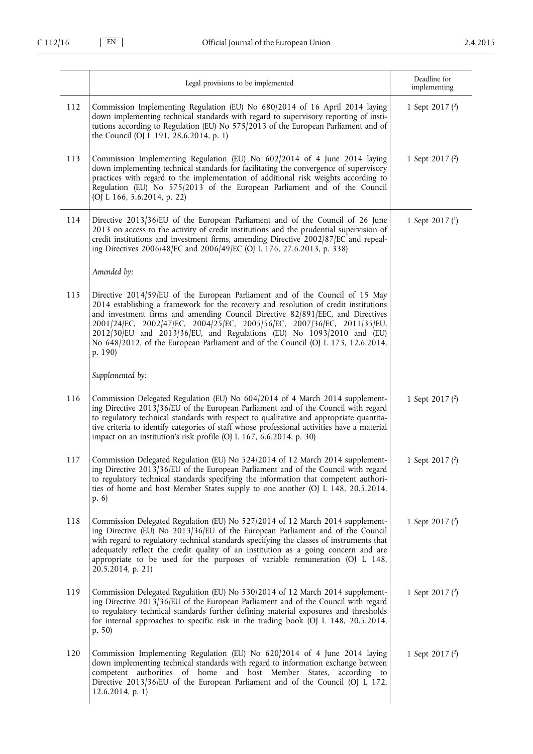| | Legal provisions to be implemented | Deadline for implementing |
|---|---|---|
| 112 | Commission Implementing Regulation (EU) No 680/2014 of 16 April 2014 laying down implementing technical standards with regard to supervisory reporting of institutions according to Regulation (EU) No 575/2013 of the European Parliament and of the Council (OJ L 191, 28.6.2014, p. 1) | 1 Sept 2017 [2] |
| 113 | Commission Implementing Regulation (EU) No 602/2014 of 4 June 2014 laying down implementing technical standards for facilitating the convergence of supervisory practices with regard to the implementation of additional risk weights according to Regulation (EU) No 575/2013 of the European Parliament and of the Council (OJ L 166, 5.6.2014, p. 22) | 1 Sept 2017 [2] |
| 114 | Directive 2013/36/EU of the European Parliament and of the Council of 26 June 2013 on access to the activity of credit institutions and the prudential supervision of credit institutions and investment firms, amending Directive 2002/87/EC and repealing Directives 2006/48/EC and 2006/49/EC (OJ L 176, 27.6.2013, p. 338) | 1 Sept 2017 [1] |
| | *Amended by:* | |
| 115 | Directive 2014/59/EU of the European Parliament and of the Council of 15 May 2014 establishing a framework for the recovery and resolution of credit institutions and investment firms and amending Council Directive 82/891/EEC, and Directives 2001/24/EC, 2002/47/EC, 2004/25/EC, 2005/56/EC, 2007/36/EC, 2011/35/EU, 2012/30/EU and 2013/36/EU, and Regulations (EU) No 1093/2010 and (EU) No 648/2012, of the European Parliament and of the Council (OJ L 173, 12.6.2014, p. 190) | |
| | *Supplemented by:* | |
| 116 | Commission Delegated Regulation (EU) No 604/2014 of 4 March 2014 supplementing Directive 2013/36/EU of the European Parliament and of the Council with regard to regulatory technical standards with respect to qualitative and appropriate quantitative criteria to identify categories of staff whose professional activities have a material impact on an institution's risk profile (OJ L 167, 6.6.2014, p. 30) | 1 Sept 2017 [2] |
| 117 | Commission Delegated Regulation (EU) No 524/2014 of 12 March 2014 supplementing Directive 2013/36/EU of the European Parliament and of the Council with regard to regulatory technical standards specifying the information that competent authorities of home and host Member States supply to one another (OJ L 148, 20.5.2014, p. 6) | 1 Sept 2017 [2] |
| 118 | Commission Delegated Regulation (EU) No 527/2014 of 12 March 2014 supplementing Directive (EU) No 2013/36/EU of the European Parliament and of the Council with regard to regulatory technical standards specifying the classes of instruments that adequately reflect the credit quality of an institution as a going concern and are appropriate to be used for the purposes of variable remuneration (OJ L 148, 20.5.2014, p. 21) | 1 Sept 2017 [2] |
| 119 | Commission Delegated Regulation (EU) No 530/2014 of 12 March 2014 supplementing Directive 2013/36/EU of the European Parliament and of the Council with regard to regulatory technical standards further defining material exposures and thresholds for internal approaches to specific risk in the trading book (OJ L 148, 20.5.2014, p. 50) | 1 Sept 2017 [2] |
| 120 | Commission Implementing Regulation (EU) No 620/2014 of 4 June 2014 laying down implementing technical standards with regard to information exchange between competent authorities of home and host Member States, according to Directive 2013/36/EU of the European Parliament and of the Council (OJ L 172, 12.6.2014, p. 1) | 1 Sept 2017 [2] |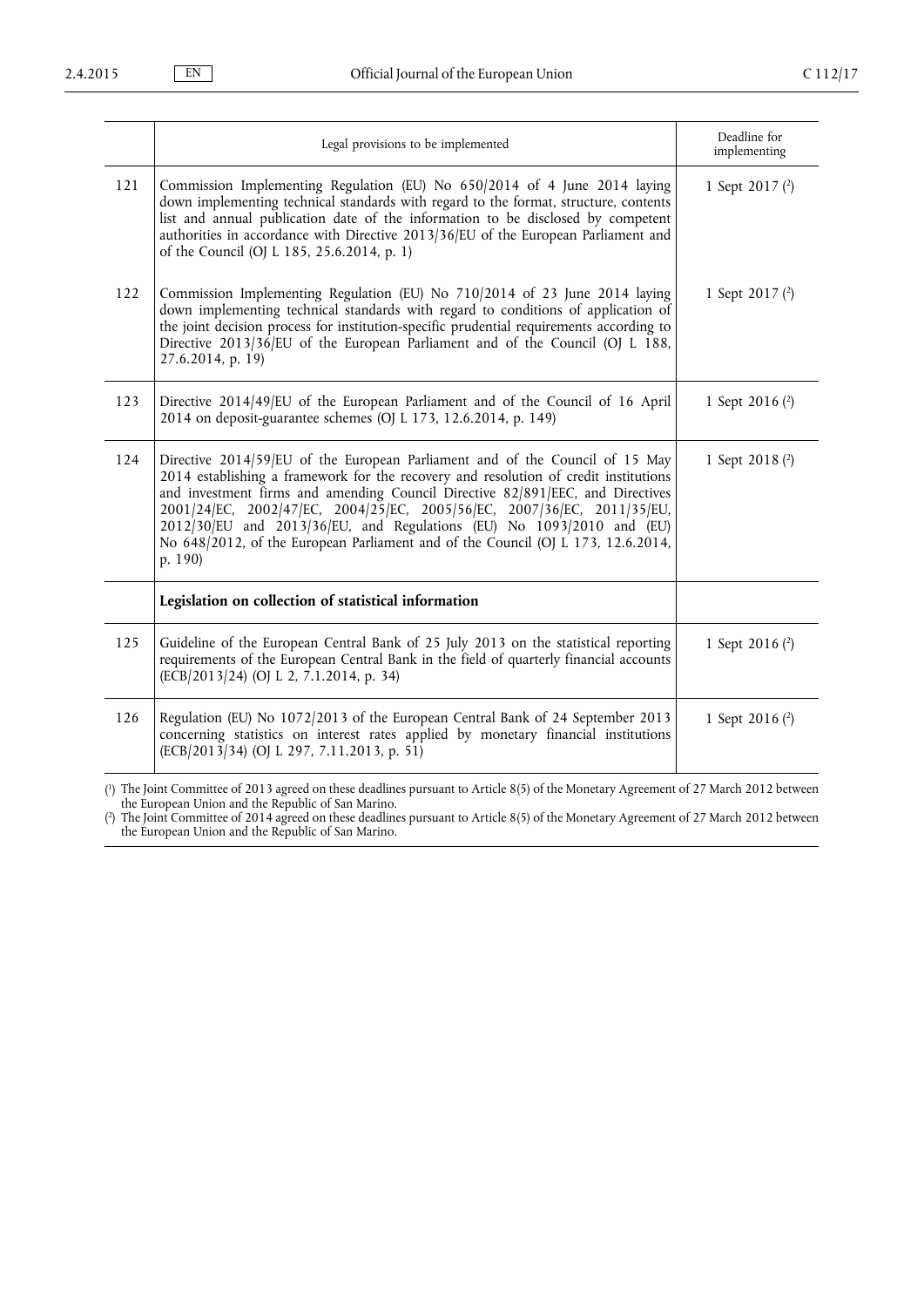| | Legal provisions to be implemented | Deadline for implementing |
|---|---|---|
| 121 | Commission Implementing Regulation (EU) No 650/2014 of 4 June 2014 laying down implementing technical standards with regard to the format, structure, contents list and annual publication date of the information to be disclosed by competent authorities in accordance with Directive 2013/36/EU of the European Parliament and of the Council (OJ L 185, 25.6.2014, p. 1) | 1 Sept 2017 ([2]) |
| 122 | Commission Implementing Regulation (EU) No 710/2014 of 23 June 2014 laying down implementing technical standards with regard to conditions of application of the joint decision process for institution-specific prudential requirements according to Directive 2013/36/EU of the European Parliament and of the Council (OJ L 188, 27.6.2014, p. 19) | 1 Sept 2017 ([2]) |
| 123 | Directive 2014/49/EU of the European Parliament and of the Council of 16 April 2014 on deposit-guarantee schemes (OJ L 173, 12.6.2014, p. 149) | 1 Sept 2016 ([2]) |
| 124 | Directive 2014/59/EU of the European Parliament and of the Council of 15 May 2014 establishing a framework for the recovery and resolution of credit institutions and investment firms and amending Council Directive 82/891/EEC, and Directives 2001/24/EC, 2002/47/EC, 2004/25/EC, 2005/56/EC, 2007/36/EC, 2011/35/EU, 2012/30/EU and 2013/36/EU, and Regulations (EU) No 1093/2010 and (EU) No 648/2012, of the European Parliament and of the Council (OJ L 173, 12.6.2014, p. 190) | 1 Sept 2018 ([2]) |
| | **Legislation on collection of statistical information** | |
| 125 | Guideline of the European Central Bank of 25 July 2013 on the statistical reporting requirements of the European Central Bank in the field of quarterly financial accounts (ECB/2013/24) (OJ L 2, 7.1.2014, p. 34) | 1 Sept 2016 ([2]) |
| 126 | Regulation (EU) No 1072/2013 of the European Central Bank of 24 September 2013 concerning statistics on interest rates applied by monetary financial institutions (ECB/2013/34) (OJ L 297, 7.11.2013, p. 51) | 1 Sept 2016 ([2]) |

([1]) The Joint Committee of 2013 agreed on these deadlines pursuant to Article 8(5) of the Monetary Agreement of 27 March 2012 between the European Union and the Republic of San Marino.

([2]) The Joint Committee of 2014 agreed on these deadlines pursuant to Article 8(5) of the Monetary Agreement of 27 March 2012 between the European Union and the Republic of San Marino.